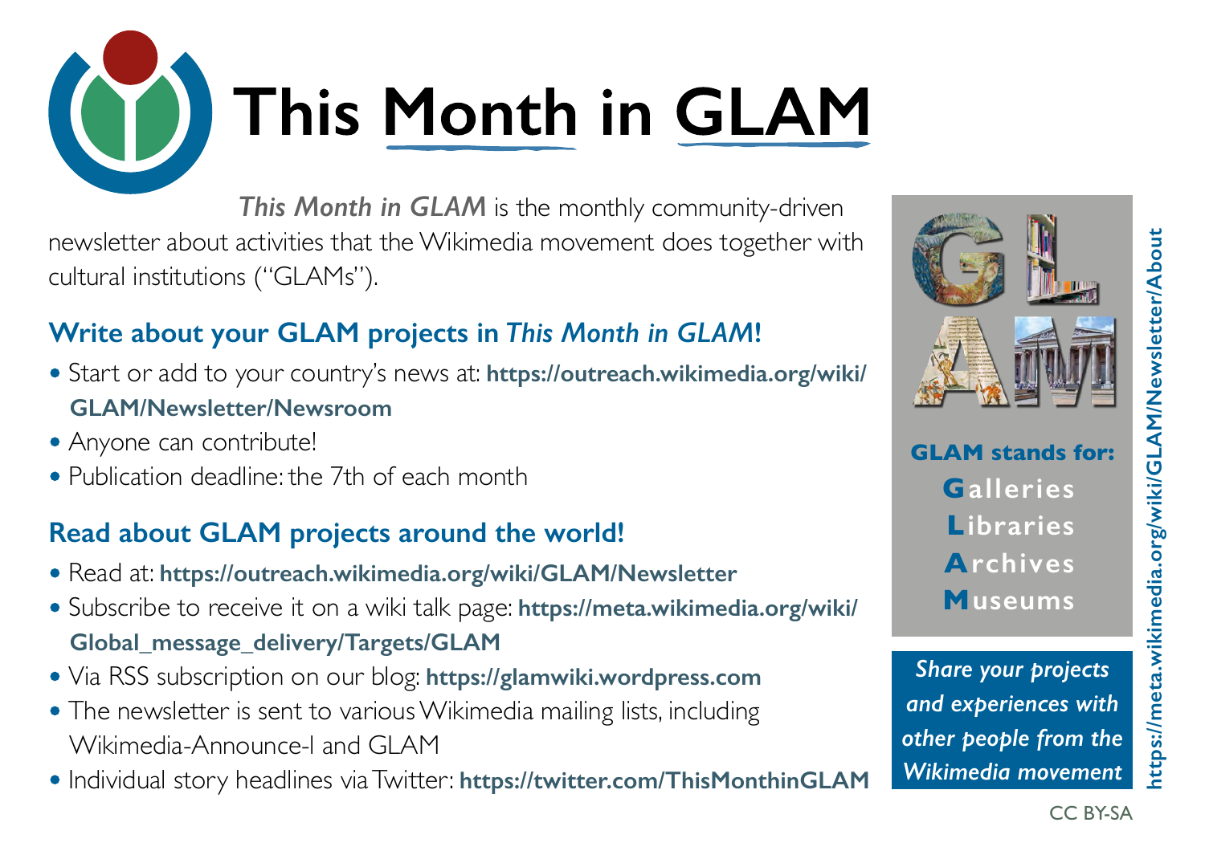# This Month in GLAM

*This Month in GLAM* is the monthly community-driven newsletter about activities that the Wikimedia movement does together with cultural institutions ("GLAMs").

## Write about your GLAM projects in *This Month in GLAM*!

- Start or add to your country's news at: **https://outreach.wikimedia.org/wiki/GLAM/Newsletter/Newsroom**
- Anyone can contribute!
- Publication deadline: the 7th of each month

## Read about GLAM projects around the world!

- Read at: **https://outreach.wikimedia.org/wiki/GLAM/Newsletter**
- Subscribe to receive it on a wiki talk page: **https://meta.wikimedia.org/wiki/Global_message_delivery/Targets/GLAM**
- Via RSS subscription on our blog: **https://glamwiki.wordpress.com**
- The newsletter is sent to various Wikimedia mailing lists, including Wikimedia-Announce-l and GLAM
- Individual story headlines via Twitter: **https://twitter.com/ThisMonthinGLAM**

**GLAM stands for:**

**G**alleries
**L**ibraries
**A**rchives
**M**useums

*Share your projects and experiences with other people from the Wikimedia movement*

**https://meta.wikimedia.org/wiki/GLAM/Newsletter/About**

CC BY-SA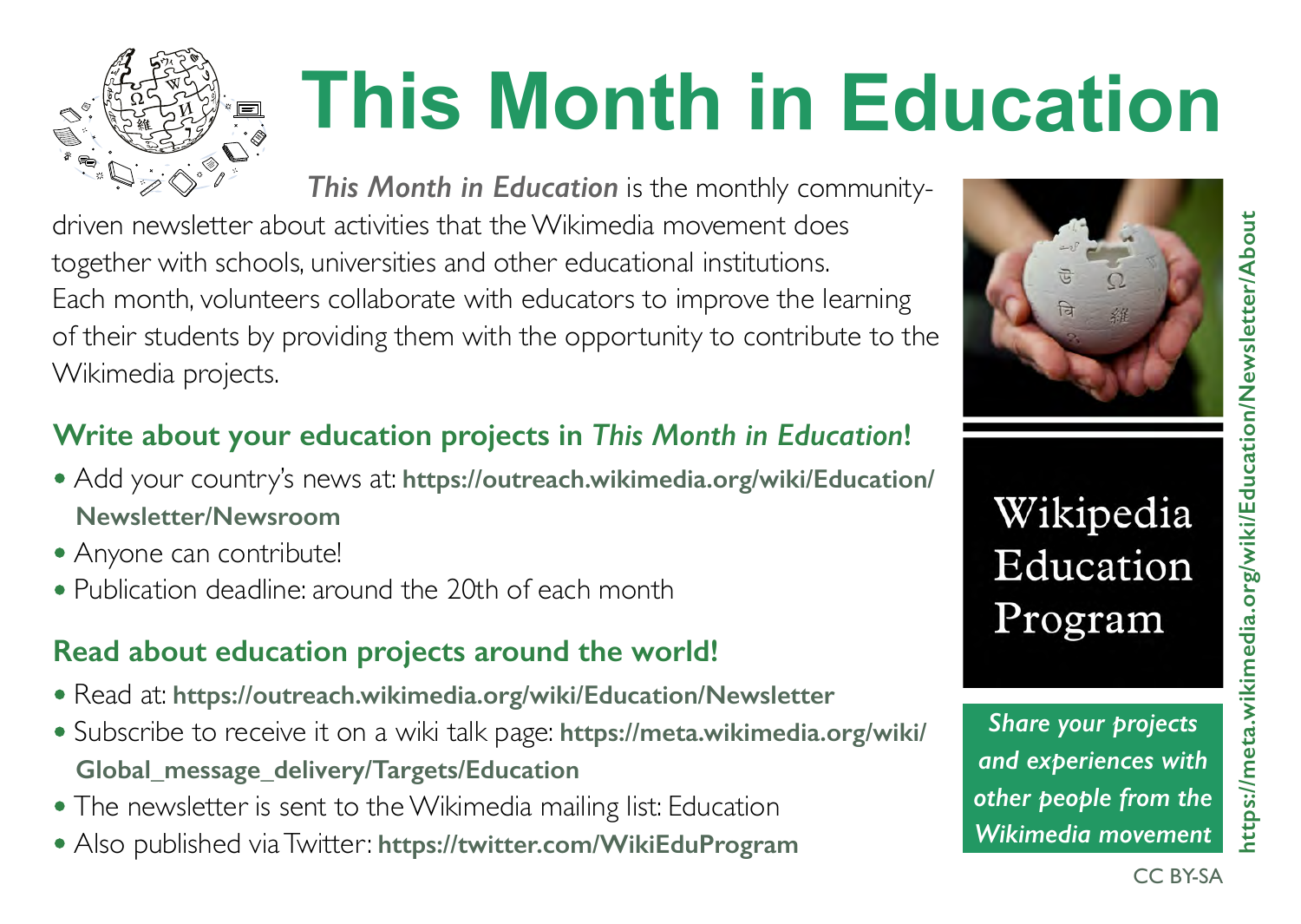# This Month in Education

*This Month in Education* is the monthly community-driven newsletter about activities that the Wikimedia movement does together with schools, universities and other educational institutions. Each month, volunteers collaborate with educators to improve the learning of their students by providing them with the opportunity to contribute to the Wikimedia projects.

## Write about your education projects in *This Month in Education*!

- Add your country's news at: **https://outreach.wikimedia.org/wiki/Education/Newsletter/Newsroom**
- Anyone can contribute!
- Publication deadline: around the 20th of each month

## Read about education projects around the world!

- Read at: **https://outreach.wikimedia.org/wiki/Education/Newsletter**
- Subscribe to receive it on a wiki talk page: **https://meta.wikimedia.org/wiki/Global_message_delivery/Targets/Education**
- The newsletter is sent to the Wikimedia mailing list: Education
- Also published via Twitter: **https://twitter.com/WikiEduProgram**

Wikipedia Education Program

***Share your projects and experiences with other people from the Wikimedia movement***

**https://meta.wikimedia.org/wiki/Education/Newsletter/About**

CC BY-SA